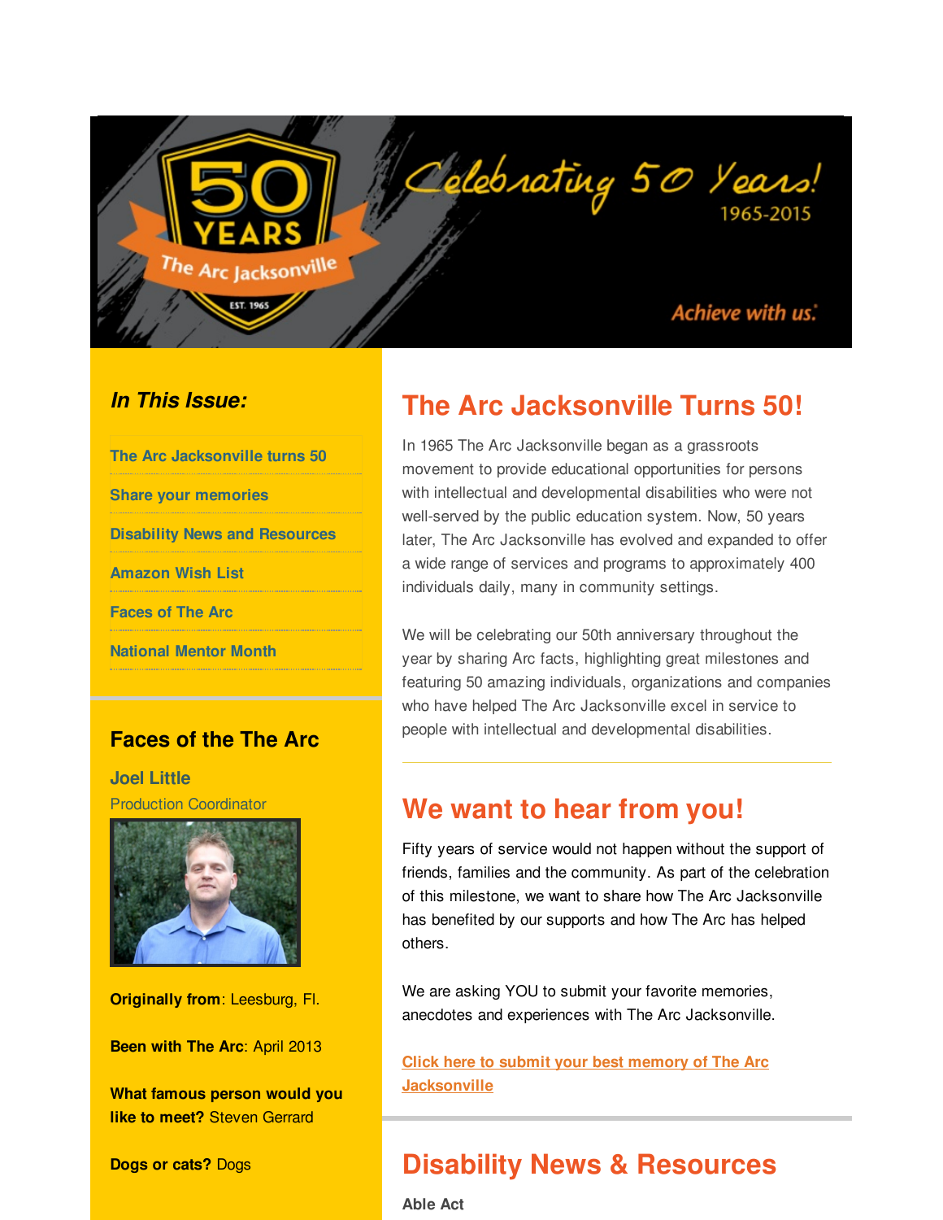Celebrating 50 Years! 1965-2015

50 YEARS The Arc Jacksonville EST. 1965

Achieve with us.

***In This Issue:***

- The Arc Jacksonville turns 50
- Share your memories
- Disability News and Resources
- Amazon Wish List
- Faces of The Arc
- National Mentor Month

## Faces of the The Arc

### Joel Little

Production Coordinator

**Originally from**: Leesburg, Fl.

**Been with The Arc**: April 2013

**What famous person would you like to meet?** Steven Gerrard

**Dogs or cats?** Dogs

# The Arc Jacksonville Turns 50!

In 1965 The Arc Jacksonville began as a grassroots movement to provide educational opportunities for persons with intellectual and developmental disabilities who were not well-served by the public education system. Now, 50 years later, The Arc Jacksonville has evolved and expanded to offer a wide range of services and programs to approximately 400 individuals daily, many in community settings.

We will be celebrating our 50th anniversary throughout the year by sharing Arc facts, highlighting great milestones and featuring 50 amazing individuals, organizations and companies who have helped The Arc Jacksonville excel in service to people with intellectual and developmental disabilities.

# We want to hear from you!

Fifty years of service would not happen without the support of friends, families and the community. As part of the celebration of this milestone, we want to share how The Arc Jacksonville has benefited by our supports and how The Arc has helped others.

We are asking YOU to submit your favorite memories, anecdotes and experiences with The Arc Jacksonville.

[Click here to submit your best memory of The Arc Jacksonville]

# Disability News & Resources

**Able Act**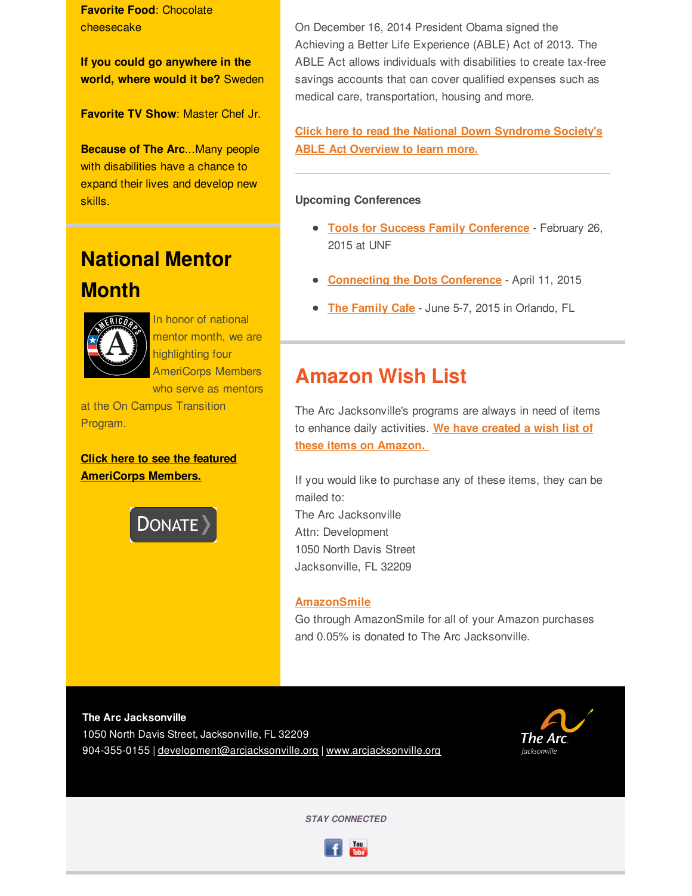**Favorite Food**: Chocolate cheesecake

**If you could go anywhere in the world, where would it be?** Sweden

**Favorite TV Show**: Master Chef Jr.

**Because of The Arc**...Many people with disabilities have a chance to expand their lives and develop new skills.

## National Mentor Month

In honor of national mentor month, we are highlighting four AmeriCorps Members who serve as mentors at the On Campus Transition Program.

**Click here to see the featured AmeriCorps Members.**

DONATE

On December 16, 2014 President Obama signed the Achieving a Better Life Experience (ABLE) Act of 2013. The ABLE Act allows individuals with disabilities to create tax-free savings accounts that can cover qualified expenses such as medical care, transportation, housing and more.

**Click here to read the National Down Syndrome Society's ABLE Act Overview to learn more.**

**Upcoming Conferences**

- **Tools for Success Family Conference** - February 26, 2015 at UNF
- **Connecting the Dots Conference** - April 11, 2015
- **The Family Cafe** - June 5-7, 2015 in Orlando, FL

## Amazon Wish List

The Arc Jacksonville's programs are always in need of items to enhance daily activities. **We have created a wish list of these items on Amazon.**

If you would like to purchase any of these items, they can be mailed to:
The Arc Jacksonville
Attn: Development
1050 North Davis Street
Jacksonville, FL 32209

**AmazonSmile**
Go through AmazonSmile for all of your Amazon purchases and 0.05% is donated to The Arc Jacksonville.

**The Arc Jacksonville**
1050 North Davis Street, Jacksonville, FL 32209
904-355-0155 | development@arcjacksonville.org | www.arcjacksonville.org

*STAY CONNECTED*